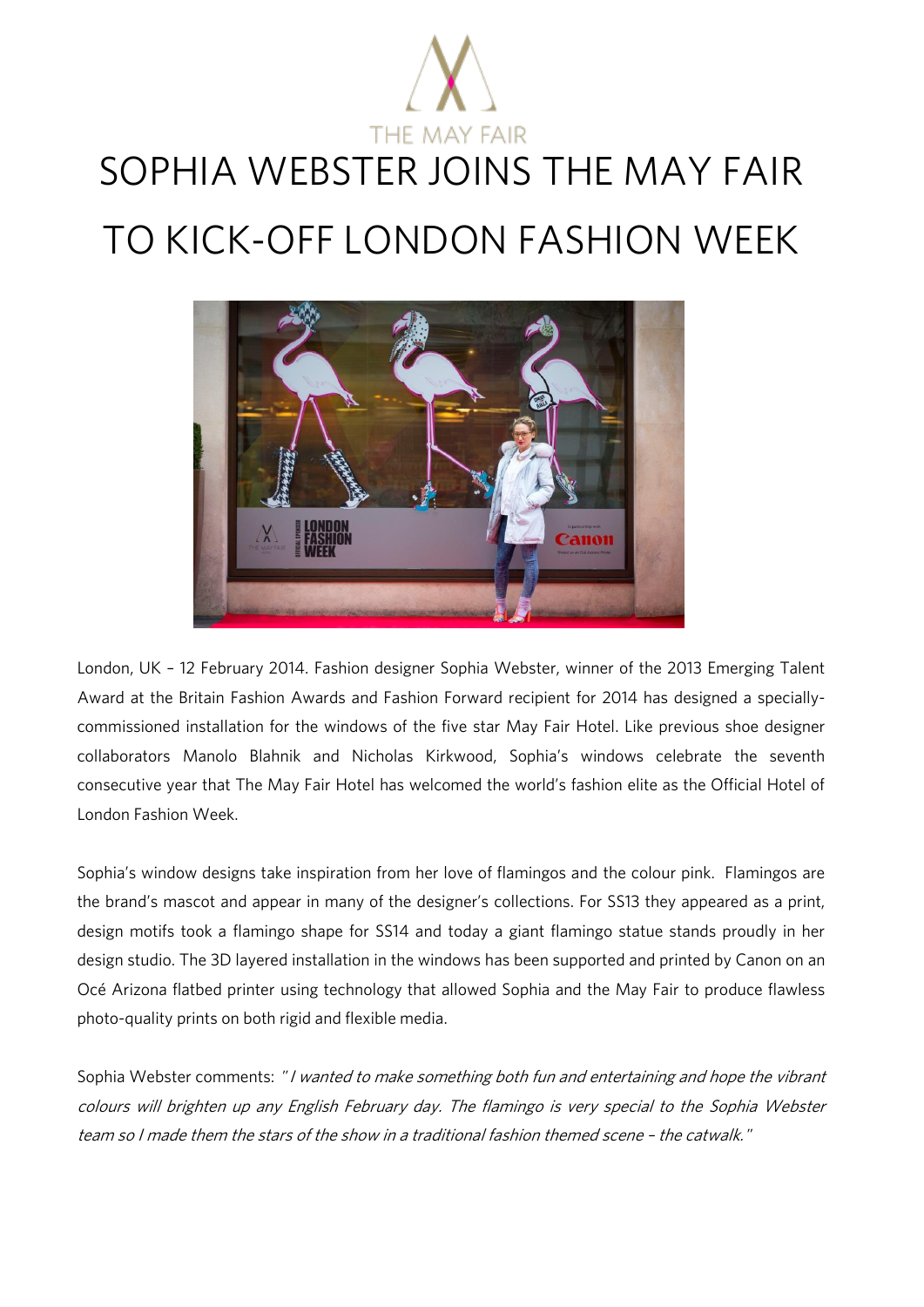THE MAY FAIR

# SOPHIA WEBSTER JOINS THE MAY FAIR TO KICK-OFF LONDON FASHION WEEK

London, UK – 12 February 2014. Fashion designer Sophia Webster, winner of the 2013 Emerging Talent Award at the Britain Fashion Awards and Fashion Forward recipient for 2014 has designed a specially-commissioned installation for the windows of the five star May Fair Hotel. Like previous shoe designer collaborators Manolo Blahnik and Nicholas Kirkwood, Sophia's windows celebrate the seventh consecutive year that The May Fair Hotel has welcomed the world's fashion elite as the Official Hotel of London Fashion Week.

Sophia's window designs take inspiration from her love of flamingos and the colour pink. Flamingos are the brand's mascot and appear in many of the designer's collections. For SS13 they appeared as a print, design motifs took a flamingo shape for SS14 and today a giant flamingo statue stands proudly in her design studio. The 3D layered installation in the windows has been supported and printed by Canon on an Océ Arizona flatbed printer using technology that allowed Sophia and the May Fair to produce flawless photo-quality prints on both rigid and flexible media.

Sophia Webster comments: *"I wanted to make something both fun and entertaining and hope the vibrant colours will brighten up any English February day. The flamingo is very special to the Sophia Webster team so I made them the stars of the show in a traditional fashion themed scene – the catwalk."*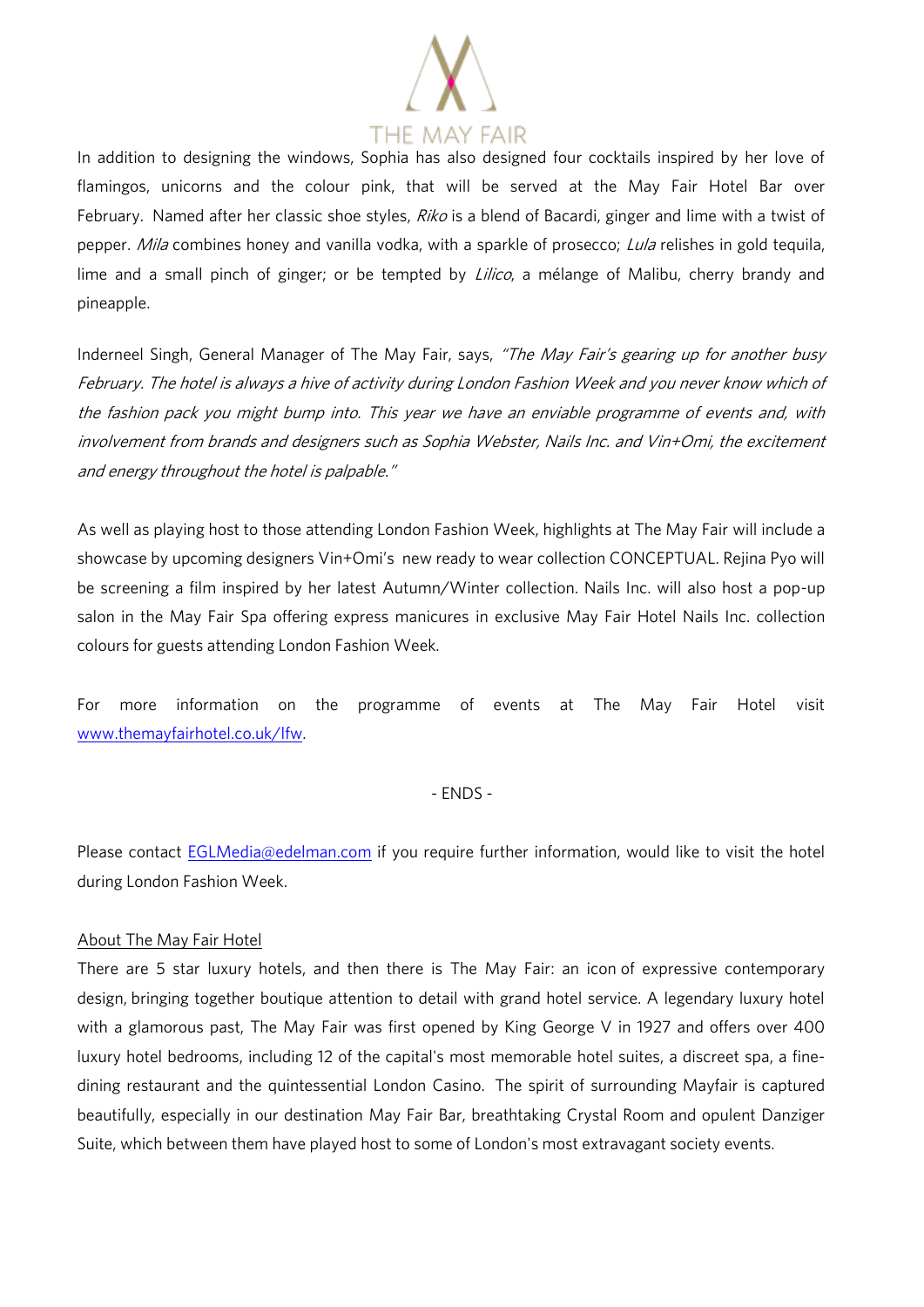In addition to designing the windows, Sophia has also designed four cocktails inspired by her love of flamingos, unicorns and the colour pink, that will be served at the May Fair Hotel Bar over February. Named after her classic shoe styles, *Riko* is a blend of Bacardi, ginger and lime with a twist of pepper. *Mila* combines honey and vanilla vodka, with a sparkle of prosecco; *Lula* relishes in gold tequila, lime and a small pinch of ginger; or be tempted by *Lilico*, a mélange of Malibu, cherry brandy and pineapple.

Inderneel Singh, General Manager of The May Fair, says, *"The May Fair's gearing up for another busy February. The hotel is always a hive of activity during London Fashion Week and you never know which of the fashion pack you might bump into. This year we have an enviable programme of events and, with involvement from brands and designers such as Sophia Webster, Nails Inc. and Vin+Omi, the excitement and energy throughout the hotel is palpable."*

As well as playing host to those attending London Fashion Week, highlights at The May Fair will include a showcase by upcoming designers Vin+Omi's new ready to wear collection CONCEPTUAL. Rejina Pyo will be screening a film inspired by her latest Autumn/Winter collection. Nails Inc. will also host a pop-up salon in the May Fair Spa offering express manicures in exclusive May Fair Hotel Nails Inc. collection colours for guests attending London Fashion Week.

For more information on the programme of events at The May Fair Hotel visit [www.themayfairhotel.co.uk/lfw](www.themayfairhotel.co.uk/lfw).

- ENDS -

Please contact [EGLMedia@edelman.com](mailto:EGLMedia@edelman.com) if you require further information, would like to visit the hotel during London Fashion Week.

<u>About The May Fair Hotel</u>

There are 5 star luxury hotels, and then there is The May Fair: an icon of expressive contemporary design, bringing together boutique attention to detail with grand hotel service. A legendary luxury hotel with a glamorous past, The May Fair was first opened by King George V in 1927 and offers over 400 luxury hotel bedrooms, including 12 of the capital's most memorable hotel suites, a discreet spa, a fine-dining restaurant and the quintessential London Casino. The spirit of surrounding Mayfair is captured beautifully, especially in our destination May Fair Bar, breathtaking Crystal Room and opulent Danziger Suite, which between them have played host to some of London's most extravagant society events.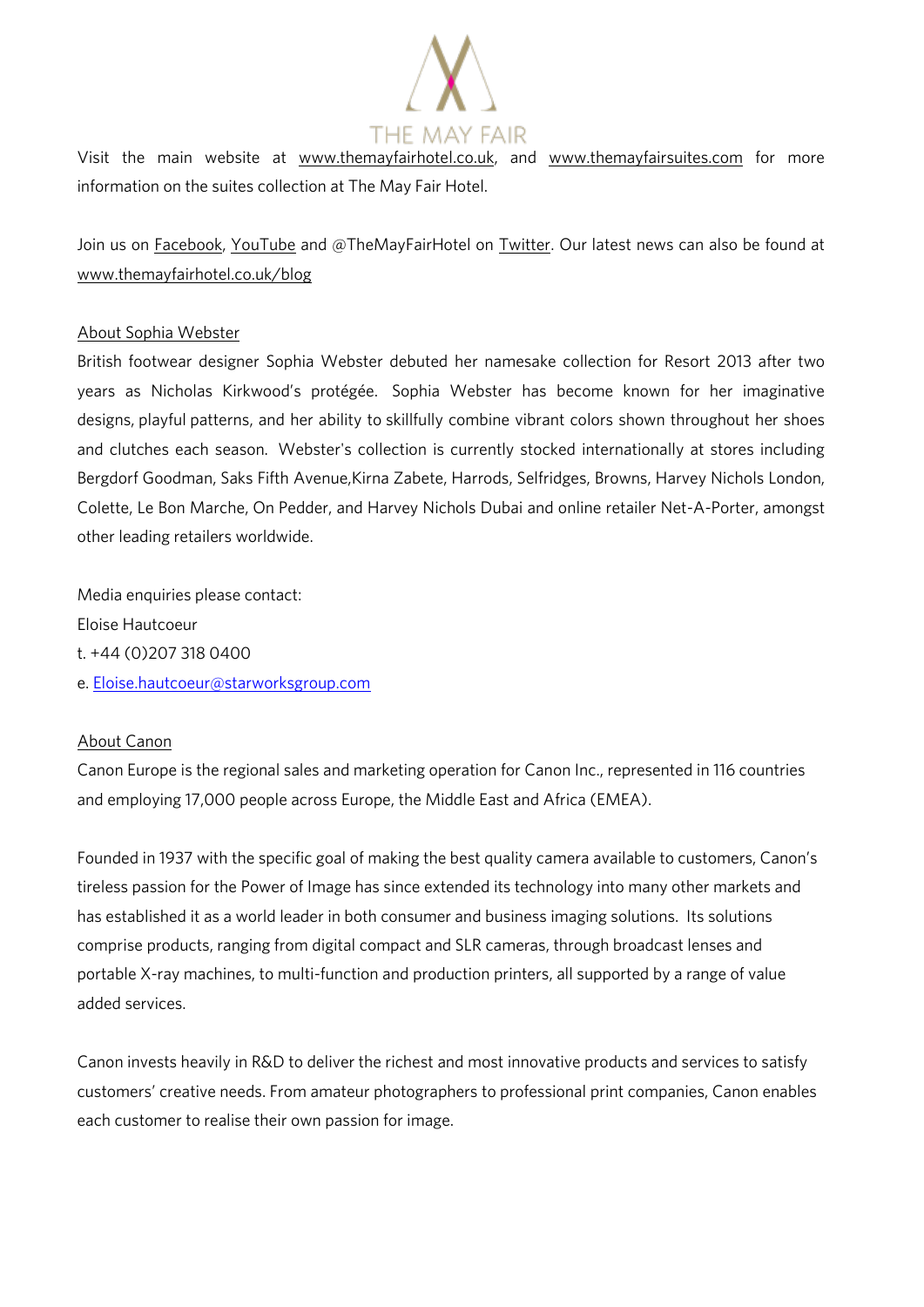Visit the main website at www.themayfairhotel.co.uk, and www.themayfairsuites.com for more information on the suites collection at The May Fair Hotel.

Join us on Facebook, YouTube and @TheMayFairHotel on Twitter. Our latest news can also be found at www.themayfairhotel.co.uk/blog

About Sophia Webster

British footwear designer Sophia Webster debuted her namesake collection for Resort 2013 after two years as Nicholas Kirkwood's protégée. Sophia Webster has become known for her imaginative designs, playful patterns, and her ability to skillfully combine vibrant colors shown throughout her shoes and clutches each season. Webster's collection is currently stocked internationally at stores including Bergdorf Goodman, Saks Fifth Avenue,Kirna Zabete, Harrods, Selfridges, Browns, Harvey Nichols London, Colette, Le Bon Marche, On Pedder, and Harvey Nichols Dubai and online retailer Net-A-Porter, amongst other leading retailers worldwide.

Media enquiries please contact:
Eloise Hautcoeur
t. +44 (0)207 318 0400
e. Eloise.hautcoeur@starworksgroup.com

About Canon

Canon Europe is the regional sales and marketing operation for Canon Inc., represented in 116 countries and employing 17,000 people across Europe, the Middle East and Africa (EMEA).

Founded in 1937 with the specific goal of making the best quality camera available to customers, Canon's tireless passion for the Power of Image has since extended its technology into many other markets and has established it as a world leader in both consumer and business imaging solutions. Its solutions comprise products, ranging from digital compact and SLR cameras, through broadcast lenses and portable X-ray machines, to multi-function and production printers, all supported by a range of value added services.

Canon invests heavily in R&D to deliver the richest and most innovative products and services to satisfy customers' creative needs. From amateur photographers to professional print companies, Canon enables each customer to realise their own passion for image.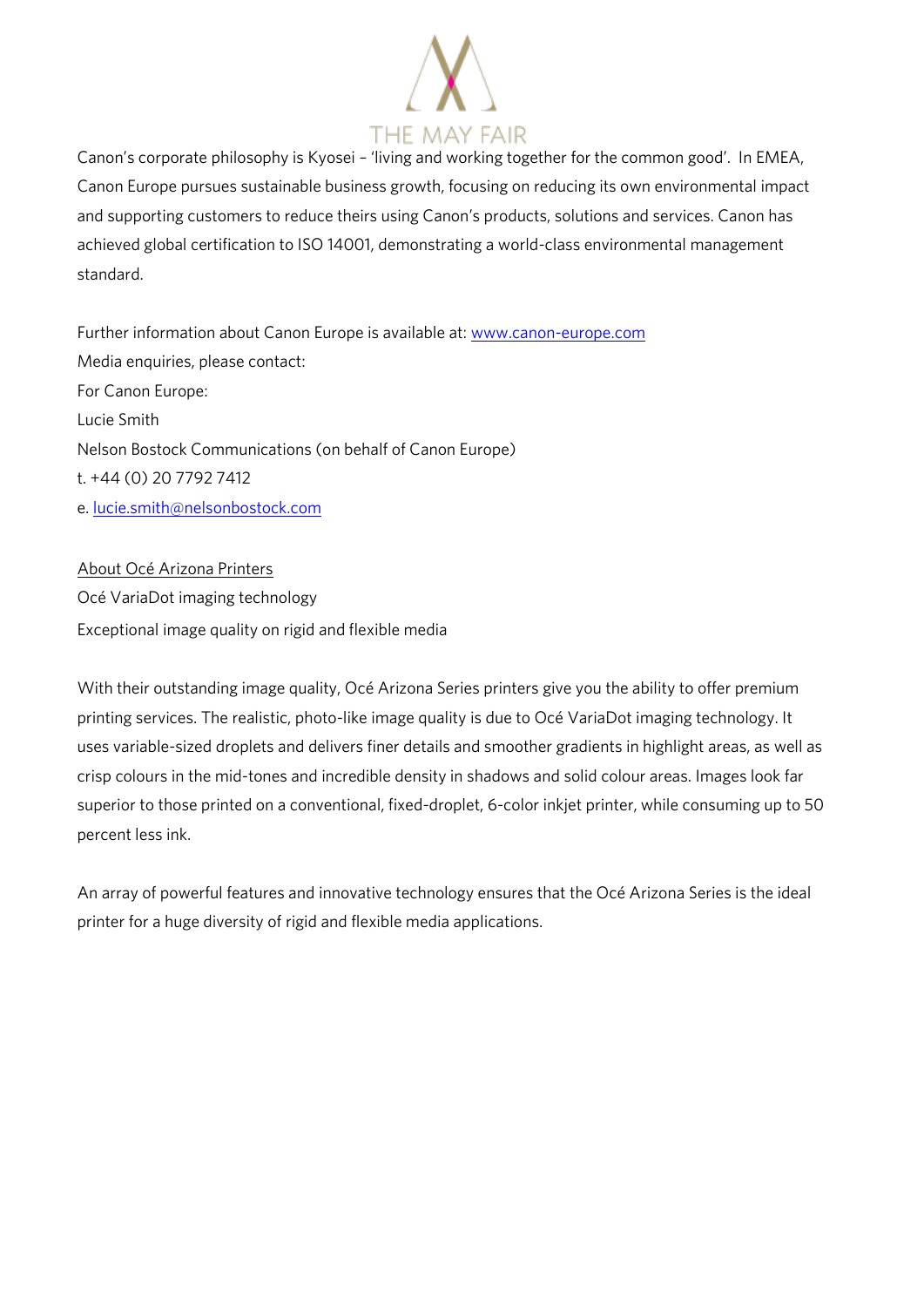Canon's corporate philosophy is Kyosei – 'living and working together for the common good'. In EMEA, Canon Europe pursues sustainable business growth, focusing on reducing its own environmental impact and supporting customers to reduce theirs using Canon's products, solutions and services. Canon has achieved global certification to ISO 14001, demonstrating a world-class environmental management standard.

Further information about Canon Europe is available at: www.canon-europe.com

Media enquiries, please contact:

For Canon Europe:

Lucie Smith

Nelson Bostock Communications (on behalf of Canon Europe)

t. +44 (0) 20 7792 7412

e. lucie.smith@nelsonbostock.com

About Océ Arizona Printers

Océ VariaDot imaging technology

Exceptional image quality on rigid and flexible media

With their outstanding image quality, Océ Arizona Series printers give you the ability to offer premium printing services. The realistic, photo-like image quality is due to Océ VariaDot imaging technology. It uses variable-sized droplets and delivers finer details and smoother gradients in highlight areas, as well as crisp colours in the mid-tones and incredible density in shadows and solid colour areas. Images look far superior to those printed on a conventional, fixed-droplet, 6-color inkjet printer, while consuming up to 50 percent less ink.

An array of powerful features and innovative technology ensures that the Océ Arizona Series is the ideal printer for a huge diversity of rigid and flexible media applications.